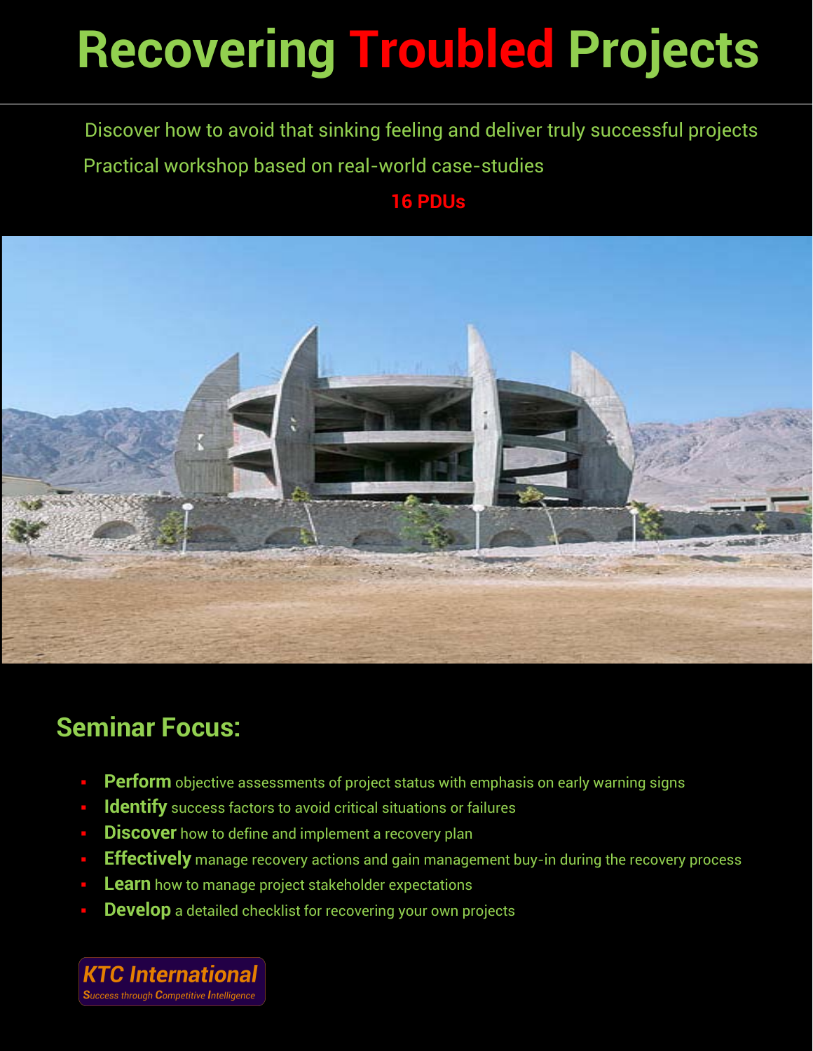# Recovering Troubled Projects

Discover how to avoid that sinking feeling and deliver truly successful projects

Practical workshop based on real-world case-studies

**16 PDUs**

## Seminar Focus:

- **Perform** objective assessments of project status with emphasis on early warning signs
- **Identify** success factors to avoid critical situations or failures
- **Discover** how to define and implement a recovery plan
- **Effectively** manage recovery actions and gain management buy-in during the recovery process
- **Learn** how to manage project stakeholder expectations
- **Develop** a detailed checklist for recovering your own projects

**KTC International**

*Success through Competitive Intelligence*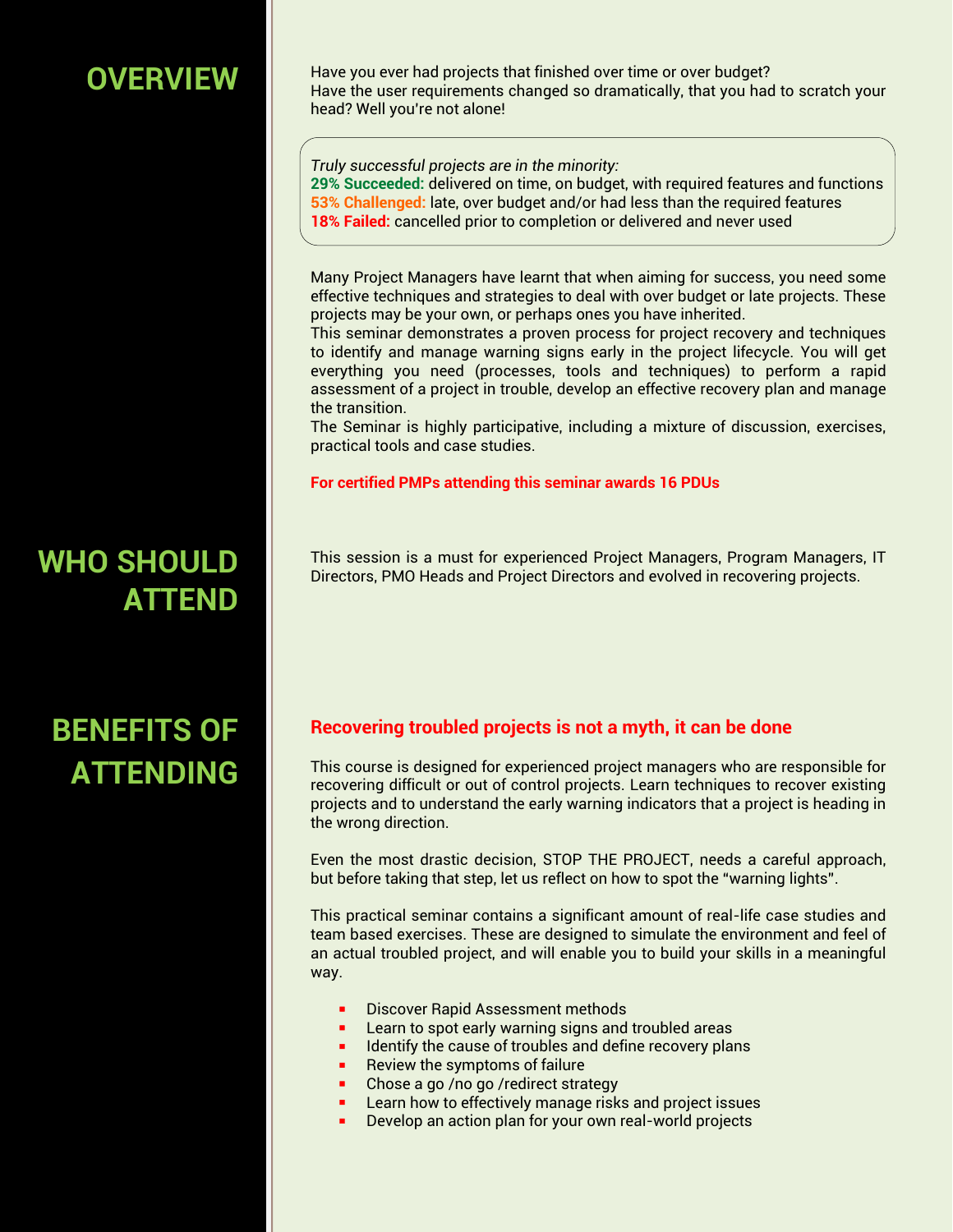## OVERVIEW

Have you ever had projects that finished over time or over budget?
Have the user requirements changed so dramatically, that you had to scratch your head? Well you're not alone!

*Truly successful projects are in the minority:*
**29% Succeeded:** delivered on time, on budget, with required features and functions
**53% Challenged:** late, over budget and/or had less than the required features
**18% Failed:** cancelled prior to completion or delivered and never used

Many Project Managers have learnt that when aiming for success, you need some effective techniques and strategies to deal with over budget or late projects. These projects may be your own, or perhaps ones you have inherited.
This seminar demonstrates a proven process for project recovery and techniques to identify and manage warning signs early in the project lifecycle. You will get everything you need (processes, tools and techniques) to perform a rapid assessment of a project in trouble, develop an effective recovery plan and manage the transition.
The Seminar is highly participative, including a mixture of discussion, exercises, practical tools and case studies.

**For certified PMPs attending this seminar awards 16 PDUs**

## WHO SHOULD ATTEND

This session is a must for experienced Project Managers, Program Managers, IT Directors, PMO Heads and Project Directors and evolved in recovering projects.

## BENEFITS OF ATTENDING

**Recovering troubled projects is not a myth, it can be done**

This course is designed for experienced project managers who are responsible for recovering difficult or out of control projects. Learn techniques to recover existing projects and to understand the early warning indicators that a project is heading in the wrong direction.

Even the most drastic decision, STOP THE PROJECT, needs a careful approach, but before taking that step, let us reflect on how to spot the "warning lights".

This practical seminar contains a significant amount of real-life case studies and team based exercises. These are designed to simulate the environment and feel of an actual troubled project, and will enable you to build your skills in a meaningful way.

- Discover Rapid Assessment methods
- Learn to spot early warning signs and troubled areas
- Identify the cause of troubles and define recovery plans
- Review the symptoms of failure
- Chose a go /no go /redirect strategy
- Learn how to effectively manage risks and project issues
- Develop an action plan for your own real-world projects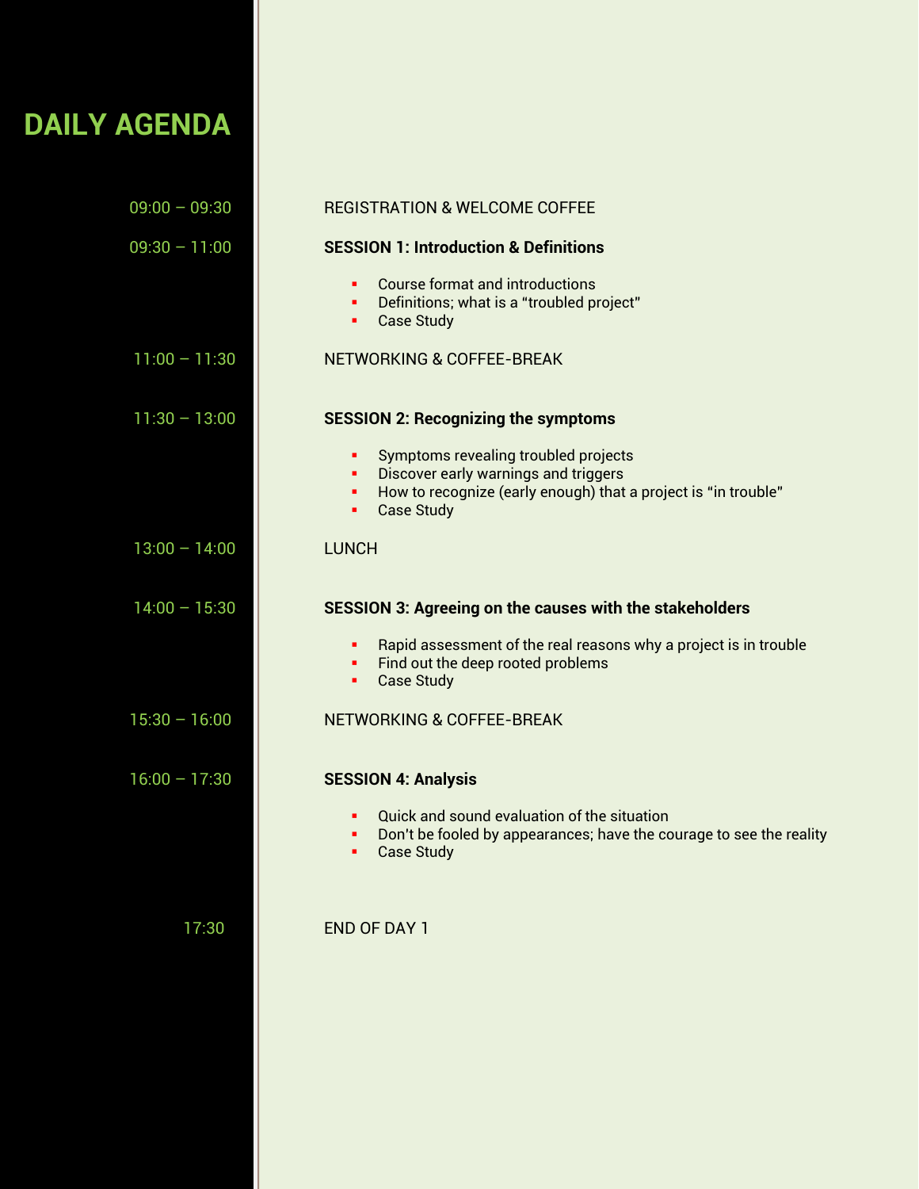# DAILY AGENDA

09:00 – 09:30 REGISTRATION & WELCOME COFFEE

09:30 – 11:00 **SESSION 1: Introduction & Definitions**

- Course format and introductions
- Definitions; what is a "troubled project"
- Case Study

11:00 – 11:30 NETWORKING & COFFEE-BREAK

11:30 – 13:00 **SESSION 2: Recognizing the symptoms**

- Symptoms revealing troubled projects
- Discover early warnings and triggers
- How to recognize (early enough) that a project is "in trouble"
- Case Study

13:00 – 14:00 LUNCH

14:00 – 15:30 **SESSION 3: Agreeing on the causes with the stakeholders**

- Rapid assessment of the real reasons why a project is in trouble
- Find out the deep rooted problems
- Case Study

15:30 – 16:00 NETWORKING & COFFEE-BREAK

16:00 – 17:30 **SESSION 4: Analysis**

- Quick and sound evaluation of the situation
- Don't be fooled by appearances; have the courage to see the reality
- Case Study

17:30 END OF DAY 1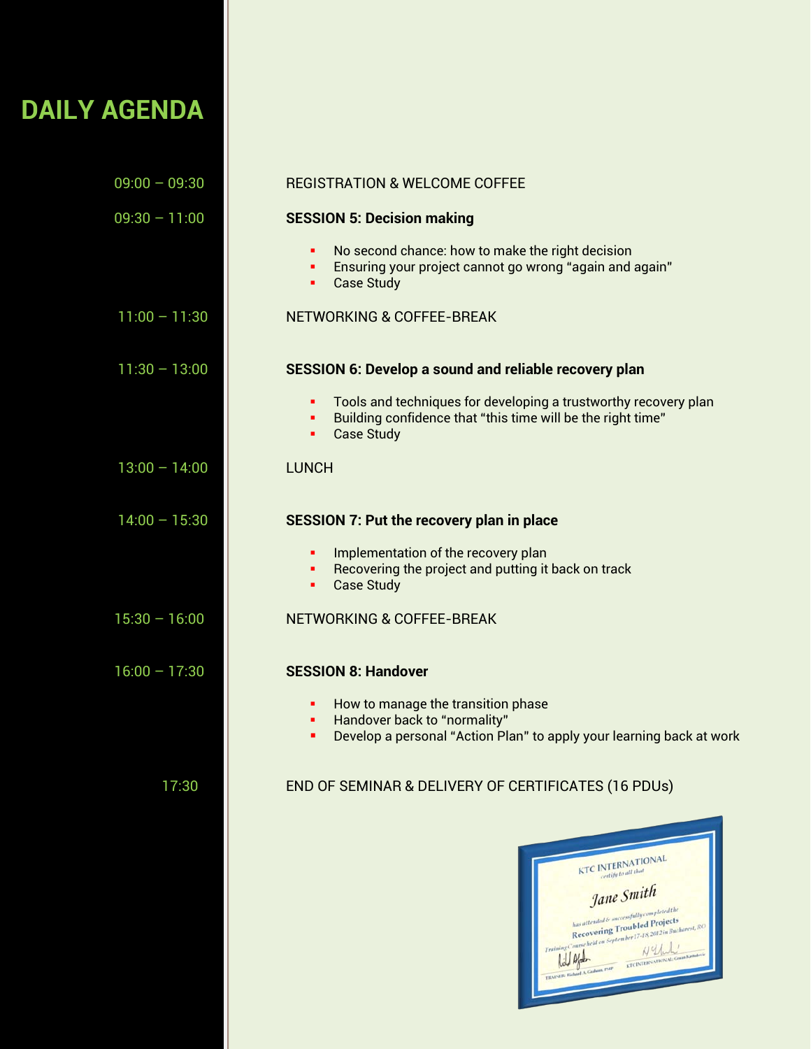# DAILY AGENDA

09:00 – 09:30 REGISTRATION & WELCOME COFFEE

09:30 – 11:00 **SESSION 5: Decision making**

- No second chance: how to make the right decision
- Ensuring your project cannot go wrong "again and again"
- Case Study

11:00 – 11:30 NETWORKING & COFFEE-BREAK

11:30 – 13:00 **SESSION 6: Develop a sound and reliable recovery plan**

- Tools and techniques for developing a trustworthy recovery plan
- Building confidence that "this time will be the right time"
- Case Study

13:00 – 14:00 LUNCH

14:00 – 15:30 **SESSION 7: Put the recovery plan in place**

- Implementation of the recovery plan
- Recovering the project and putting it back on track
- Case Study

15:30 – 16:00 NETWORKING & COFFEE-BREAK

16:00 – 17:30 **SESSION 8: Handover**

- How to manage the transition phase
- Handover back to "normality"
- Develop a personal "Action Plan" to apply your learning back at work

17:30 END OF SEMINAR & DELIVERY OF CERTIFICATES (16 PDUs)